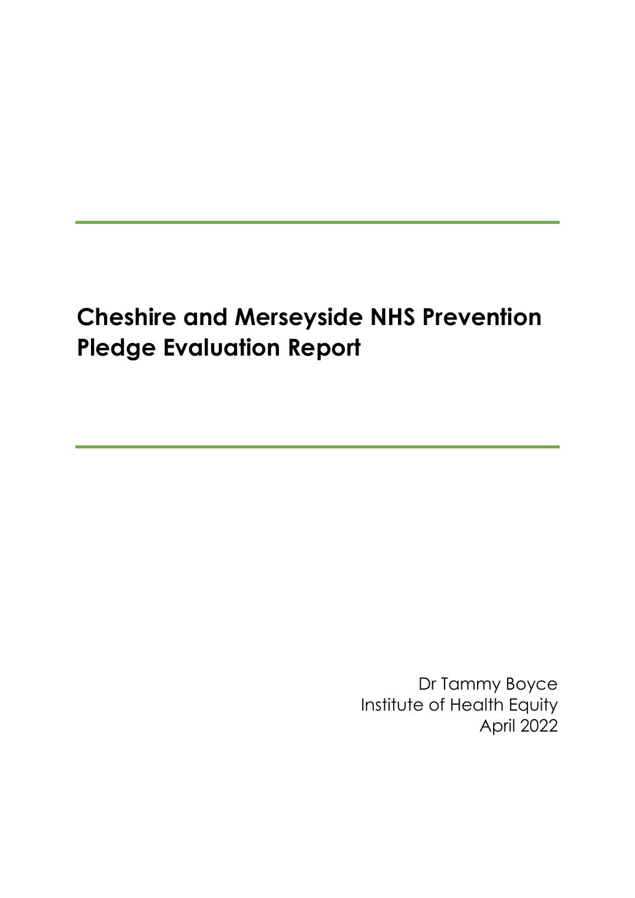# Cheshire and Merseyside NHS Prevention Pledge Evaluation Report

Dr Tammy Boyce
Institute of Health Equity
April 2022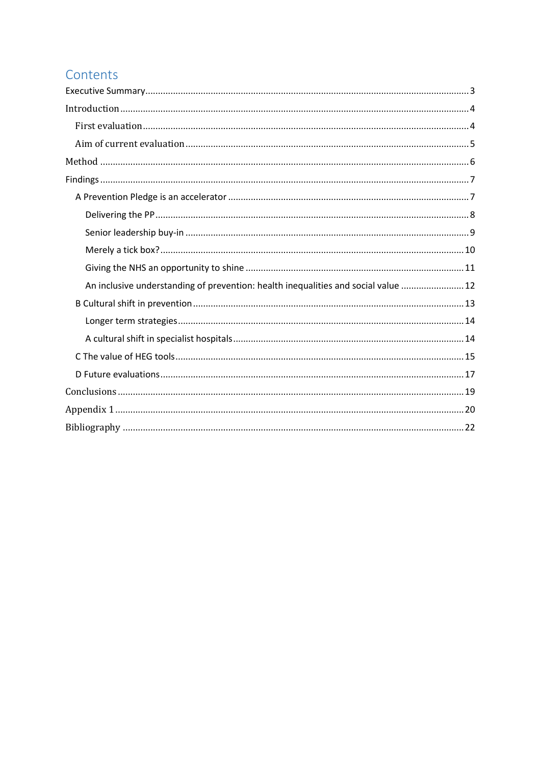# Contents

- Executive Summary ... 3
- Introduction ... 4
  - First evaluation ... 4
  - Aim of current evaluation ... 5
- Method ... 6
- Findings ... 7
  - A Prevention Pledge is an accelerator ... 7
    - Delivering the PP ... 8
    - Senior leadership buy-in ... 9
    - Merely a tick box? ... 10
    - Giving the NHS an opportunity to shine ... 11
    - An inclusive understanding of prevention: health inequalities and social value ... 12
  - B Cultural shift in prevention ... 13
    - Longer term strategies ... 14
    - A cultural shift in specialist hospitals ... 14
  - C The value of HEG tools ... 15
  - D Future evaluations ... 17
- Conclusions ... 19
- Appendix 1 ... 20
- Bibliography ... 22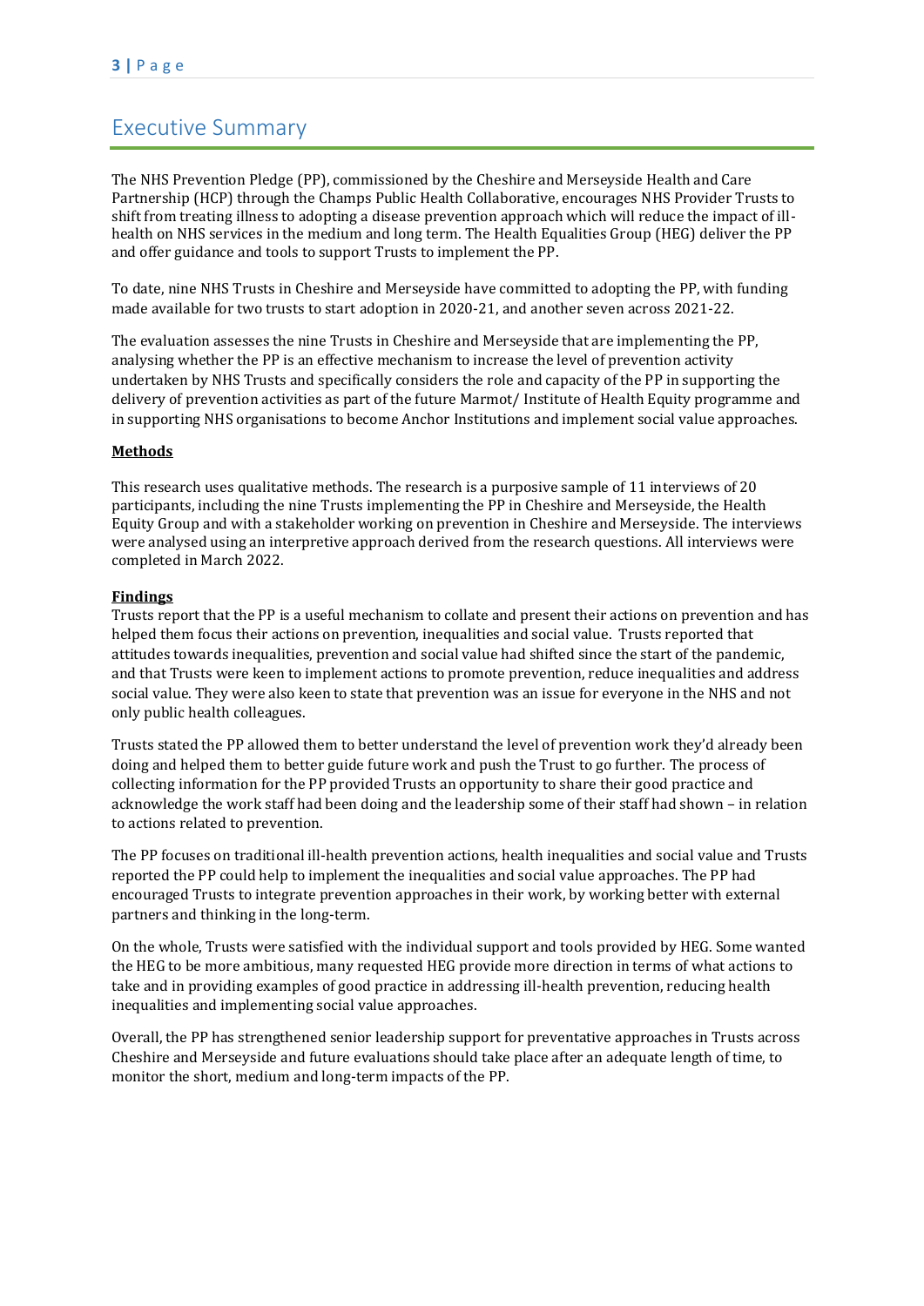# Executive Summary

The NHS Prevention Pledge (PP), commissioned by the Cheshire and Merseyside Health and Care Partnership (HCP) through the Champs Public Health Collaborative, encourages NHS Provider Trusts to shift from treating illness to adopting a disease prevention approach which will reduce the impact of ill-health on NHS services in the medium and long term. The Health Equalities Group (HEG) deliver the PP and offer guidance and tools to support Trusts to implement the PP.

To date, nine NHS Trusts in Cheshire and Merseyside have committed to adopting the PP, with funding made available for two trusts to start adoption in 2020-21, and another seven across 2021-22.

The evaluation assesses the nine Trusts in Cheshire and Merseyside that are implementing the PP, analysing whether the PP is an effective mechanism to increase the level of prevention activity undertaken by NHS Trusts and specifically considers the role and capacity of the PP in supporting the delivery of prevention activities as part of the future Marmot/ Institute of Health Equity programme and in supporting NHS organisations to become Anchor Institutions and implement social value approaches.

**Methods**

This research uses qualitative methods. The research is a purposive sample of 11 interviews of 20 participants, including the nine Trusts implementing the PP in Cheshire and Merseyside, the Health Equity Group and with a stakeholder working on prevention in Cheshire and Merseyside. The interviews were analysed using an interpretive approach derived from the research questions. All interviews were completed in March 2022.

**Findings**

Trusts report that the PP is a useful mechanism to collate and present their actions on prevention and has helped them focus their actions on prevention, inequalities and social value. Trusts reported that attitudes towards inequalities, prevention and social value had shifted since the start of the pandemic, and that Trusts were keen to implement actions to promote prevention, reduce inequalities and address social value. They were also keen to state that prevention was an issue for everyone in the NHS and not only public health colleagues.

Trusts stated the PP allowed them to better understand the level of prevention work they'd already been doing and helped them to better guide future work and push the Trust to go further. The process of collecting information for the PP provided Trusts an opportunity to share their good practice and acknowledge the work staff had been doing and the leadership some of their staff had shown – in relation to actions related to prevention.

The PP focuses on traditional ill-health prevention actions, health inequalities and social value and Trusts reported the PP could help to implement the inequalities and social value approaches. The PP had encouraged Trusts to integrate prevention approaches in their work, by working better with external partners and thinking in the long-term.

On the whole, Trusts were satisfied with the individual support and tools provided by HEG. Some wanted the HEG to be more ambitious, many requested HEG provide more direction in terms of what actions to take and in providing examples of good practice in addressing ill-health prevention, reducing health inequalities and implementing social value approaches.

Overall, the PP has strengthened senior leadership support for preventative approaches in Trusts across Cheshire and Merseyside and future evaluations should take place after an adequate length of time, to monitor the short, medium and long-term impacts of the PP.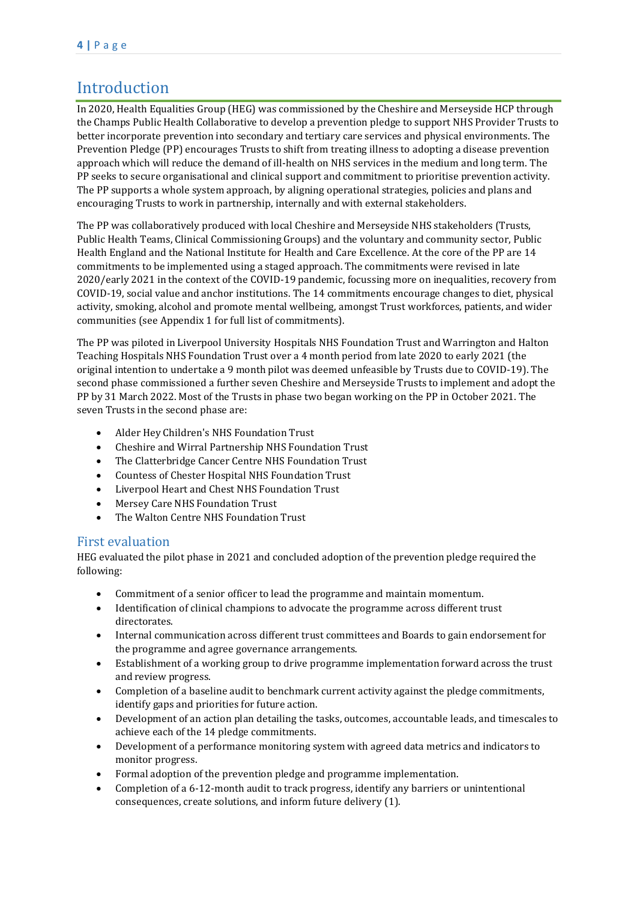# Introduction

In 2020, Health Equalities Group (HEG) was commissioned by the Cheshire and Merseyside HCP through the Champs Public Health Collaborative to develop a prevention pledge to support NHS Provider Trusts to better incorporate prevention into secondary and tertiary care services and physical environments. The Prevention Pledge (PP) encourages Trusts to shift from treating illness to adopting a disease prevention approach which will reduce the demand of ill-health on NHS services in the medium and long term. The PP seeks to secure organisational and clinical support and commitment to prioritise prevention activity. The PP supports a whole system approach, by aligning operational strategies, policies and plans and encouraging Trusts to work in partnership, internally and with external stakeholders.

The PP was collaboratively produced with local Cheshire and Merseyside NHS stakeholders (Trusts, Public Health Teams, Clinical Commissioning Groups) and the voluntary and community sector, Public Health England and the National Institute for Health and Care Excellence. At the core of the PP are 14 commitments to be implemented using a staged approach. The commitments were revised in late 2020/early 2021 in the context of the COVID-19 pandemic, focussing more on inequalities, recovery from COVID-19, social value and anchor institutions. The 14 commitments encourage changes to diet, physical activity, smoking, alcohol and promote mental wellbeing, amongst Trust workforces, patients, and wider communities (see Appendix 1 for full list of commitments).

The PP was piloted in Liverpool University Hospitals NHS Foundation Trust and Warrington and Halton Teaching Hospitals NHS Foundation Trust over a 4 month period from late 2020 to early 2021 (the original intention to undertake a 9 month pilot was deemed unfeasible by Trusts due to COVID-19). The second phase commissioned a further seven Cheshire and Merseyside Trusts to implement and adopt the PP by 31 March 2022. Most of the Trusts in phase two began working on the PP in October 2021. The seven Trusts in the second phase are:

- Alder Hey Children's NHS Foundation Trust
- Cheshire and Wirral Partnership NHS Foundation Trust
- The Clatterbridge Cancer Centre NHS Foundation Trust
- Countess of Chester Hospital NHS Foundation Trust
- Liverpool Heart and Chest NHS Foundation Trust
- Mersey Care NHS Foundation Trust
- The Walton Centre NHS Foundation Trust

## First evaluation

HEG evaluated the pilot phase in 2021 and concluded adoption of the prevention pledge required the following:

- Commitment of a senior officer to lead the programme and maintain momentum.
- Identification of clinical champions to advocate the programme across different trust directorates.
- Internal communication across different trust committees and Boards to gain endorsement for the programme and agree governance arrangements.
- Establishment of a working group to drive programme implementation forward across the trust and review progress.
- Completion of a baseline audit to benchmark current activity against the pledge commitments, identify gaps and priorities for future action.
- Development of an action plan detailing the tasks, outcomes, accountable leads, and timescales to achieve each of the 14 pledge commitments.
- Development of a performance monitoring system with agreed data metrics and indicators to monitor progress.
- Formal adoption of the prevention pledge and programme implementation.
- Completion of a 6-12-month audit to track progress, identify any barriers or unintentional consequences, create solutions, and inform future delivery (1).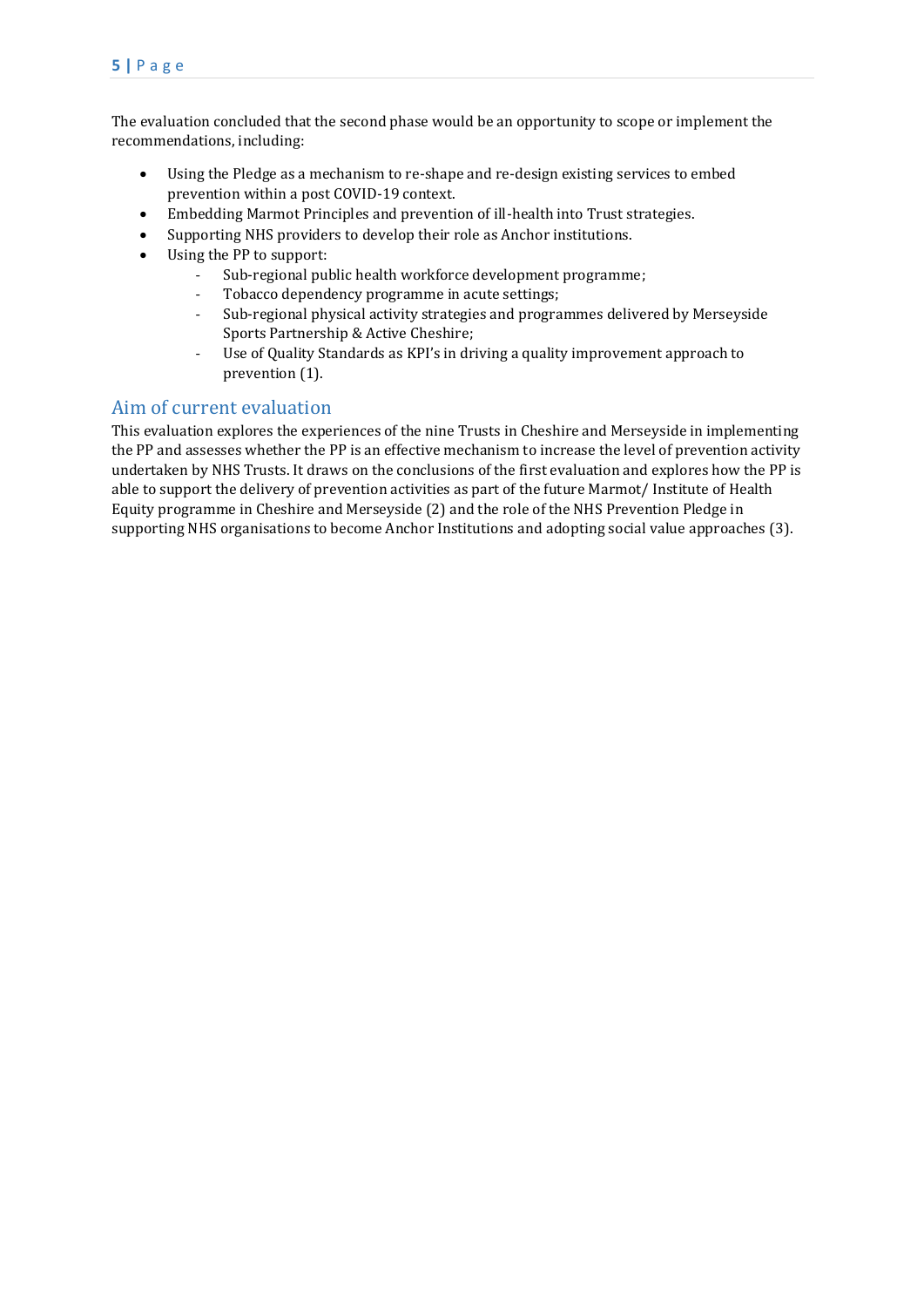The evaluation concluded that the second phase would be an opportunity to scope or implement the recommendations, including:

- Using the Pledge as a mechanism to re-shape and re-design existing services to embed prevention within a post COVID-19 context.
- Embedding Marmot Principles and prevention of ill-health into Trust strategies.
- Supporting NHS providers to develop their role as Anchor institutions.
- Using the PP to support:
  - Sub-regional public health workforce development programme;
  - Tobacco dependency programme in acute settings;
  - Sub-regional physical activity strategies and programmes delivered by Merseyside Sports Partnership & Active Cheshire;
  - Use of Quality Standards as KPI's in driving a quality improvement approach to prevention (1).

## Aim of current evaluation

This evaluation explores the experiences of the nine Trusts in Cheshire and Merseyside in implementing the PP and assesses whether the PP is an effective mechanism to increase the level of prevention activity undertaken by NHS Trusts. It draws on the conclusions of the first evaluation and explores how the PP is able to support the delivery of prevention activities as part of the future Marmot/ Institute of Health Equity programme in Cheshire and Merseyside (2) and the role of the NHS Prevention Pledge in supporting NHS organisations to become Anchor Institutions and adopting social value approaches (3).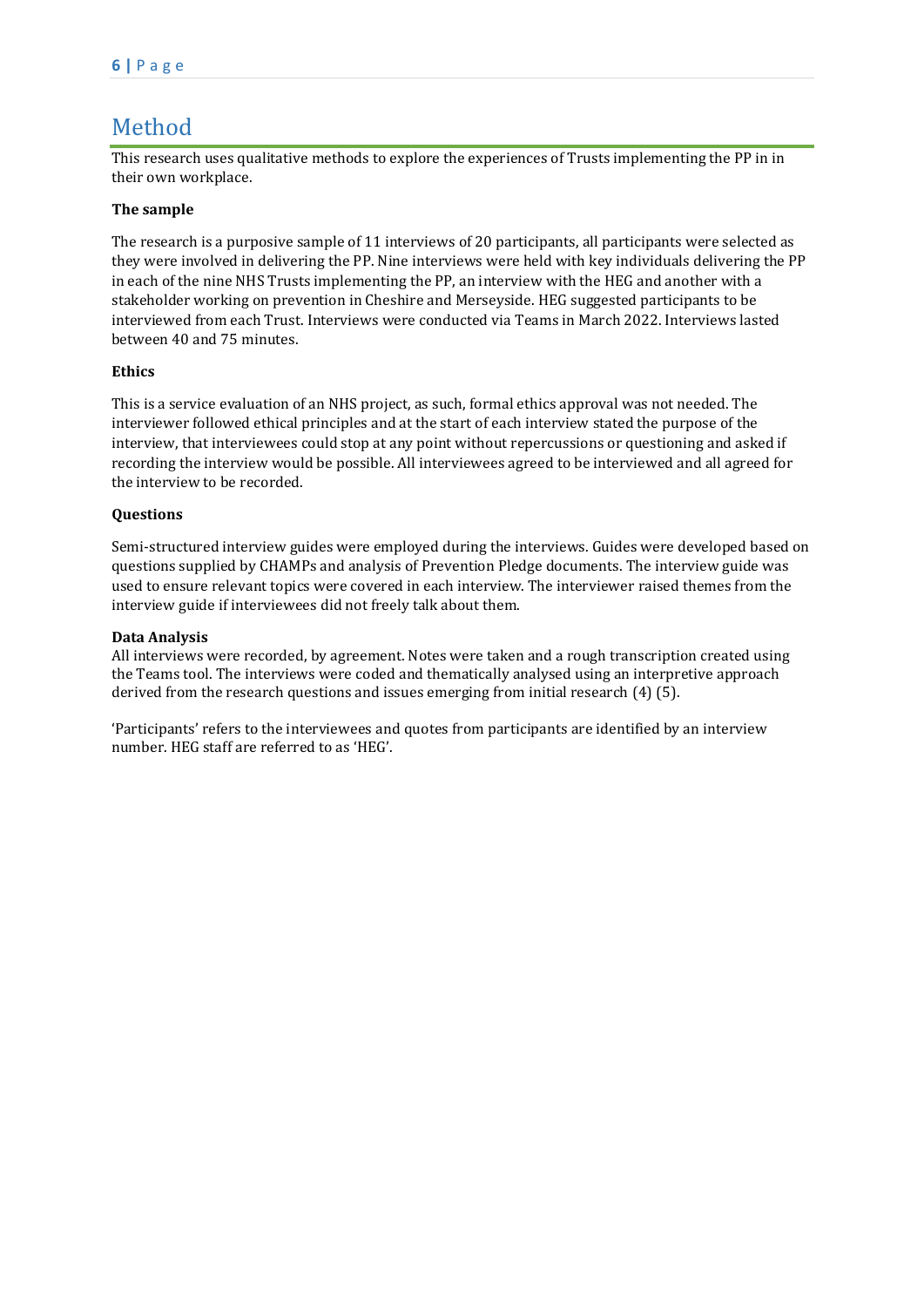# Method

This research uses qualitative methods to explore the experiences of Trusts implementing the PP in in their own workplace.

**The sample**

The research is a purposive sample of 11 interviews of 20 participants, all participants were selected as they were involved in delivering the PP. Nine interviews were held with key individuals delivering the PP in each of the nine NHS Trusts implementing the PP, an interview with the HEG and another with a stakeholder working on prevention in Cheshire and Merseyside. HEG suggested participants to be interviewed from each Trust. Interviews were conducted via Teams in March 2022. Interviews lasted between 40 and 75 minutes.

**Ethics**

This is a service evaluation of an NHS project, as such, formal ethics approval was not needed. The interviewer followed ethical principles and at the start of each interview stated the purpose of the interview, that interviewees could stop at any point without repercussions or questioning and asked if recording the interview would be possible. All interviewees agreed to be interviewed and all agreed for the interview to be recorded.

**Questions**

Semi-structured interview guides were employed during the interviews. Guides were developed based on questions supplied by CHAMPs and analysis of Prevention Pledge documents. The interview guide was used to ensure relevant topics were covered in each interview. The interviewer raised themes from the interview guide if interviewees did not freely talk about them.

**Data Analysis**

All interviews were recorded, by agreement. Notes were taken and a rough transcription created using the Teams tool. The interviews were coded and thematically analysed using an interpretive approach derived from the research questions and issues emerging from initial research (4) (5).

'Participants' refers to the interviewees and quotes from participants are identified by an interview number. HEG staff are referred to as 'HEG'.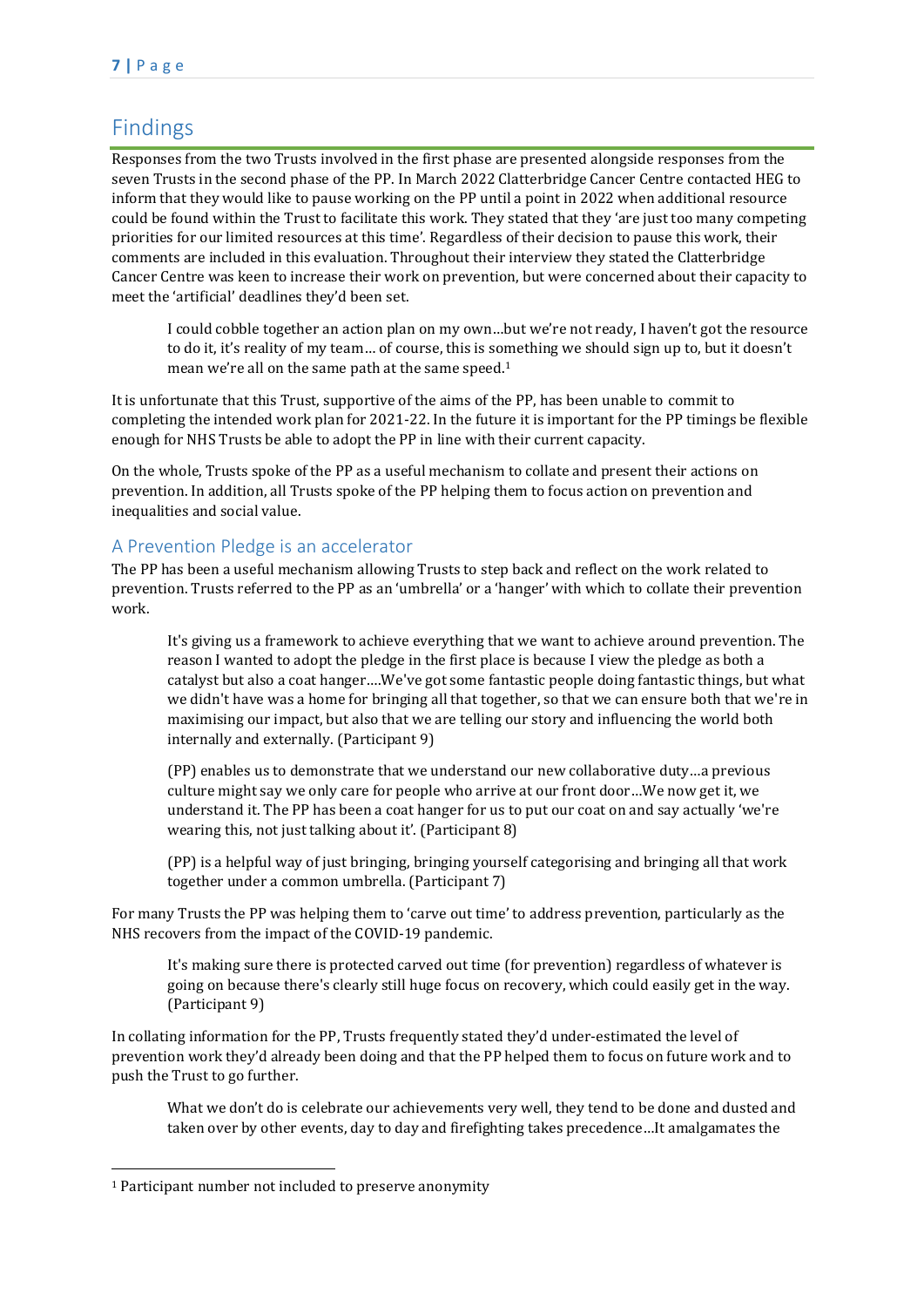## Findings

Responses from the two Trusts involved in the first phase are presented alongside responses from the seven Trusts in the second phase of the PP. In March 2022 Clatterbridge Cancer Centre contacted HEG to inform that they would like to pause working on the PP until a point in 2022 when additional resource could be found within the Trust to facilitate this work. They stated that they 'are just too many competing priorities for our limited resources at this time'. Regardless of their decision to pause this work, their comments are included in this evaluation. Throughout their interview they stated the Clatterbridge Cancer Centre was keen to increase their work on prevention, but were concerned about their capacity to meet the 'artificial' deadlines they'd been set.

> I could cobble together an action plan on my own…but we're not ready, I haven't got the resource to do it, it's reality of my team… of course, this is something we should sign up to, but it doesn't mean we're all on the same path at the same speed.[1]

It is unfortunate that this Trust, supportive of the aims of the PP, has been unable to commit to completing the intended work plan for 2021-22. In the future it is important for the PP timings be flexible enough for NHS Trusts be able to adopt the PP in line with their current capacity.

On the whole, Trusts spoke of the PP as a useful mechanism to collate and present their actions on prevention. In addition, all Trusts spoke of the PP helping them to focus action on prevention and inequalities and social value.

### A Prevention Pledge is an accelerator

The PP has been a useful mechanism allowing Trusts to step back and reflect on the work related to prevention. Trusts referred to the PP as an 'umbrella' or a 'hanger' with which to collate their prevention work.

> It's giving us a framework to achieve everything that we want to achieve around prevention. The reason I wanted to adopt the pledge in the first place is because I view the pledge as both a catalyst but also a coat hanger….We've got some fantastic people doing fantastic things, but what we didn't have was a home for bringing all that together, so that we can ensure both that we're in maximising our impact, but also that we are telling our story and influencing the world both internally and externally. (Participant 9)

> (PP) enables us to demonstrate that we understand our new collaborative duty…a previous culture might say we only care for people who arrive at our front door…We now get it, we understand it. The PP has been a coat hanger for us to put our coat on and say actually 'we're wearing this, not just talking about it'. (Participant 8)

> (PP) is a helpful way of just bringing, bringing yourself categorising and bringing all that work together under a common umbrella. (Participant 7)

For many Trusts the PP was helping them to 'carve out time' to address prevention, particularly as the NHS recovers from the impact of the COVID-19 pandemic.

> It's making sure there is protected carved out time (for prevention) regardless of whatever is going on because there's clearly still huge focus on recovery, which could easily get in the way. (Participant 9)

In collating information for the PP, Trusts frequently stated they'd under-estimated the level of prevention work they'd already been doing and that the PP helped them to focus on future work and to push the Trust to go further.

> What we don't do is celebrate our achievements very well, they tend to be done and dusted and taken over by other events, day to day and firefighting takes precedence…It amalgamates the

[1] Participant number not included to preserve anonymity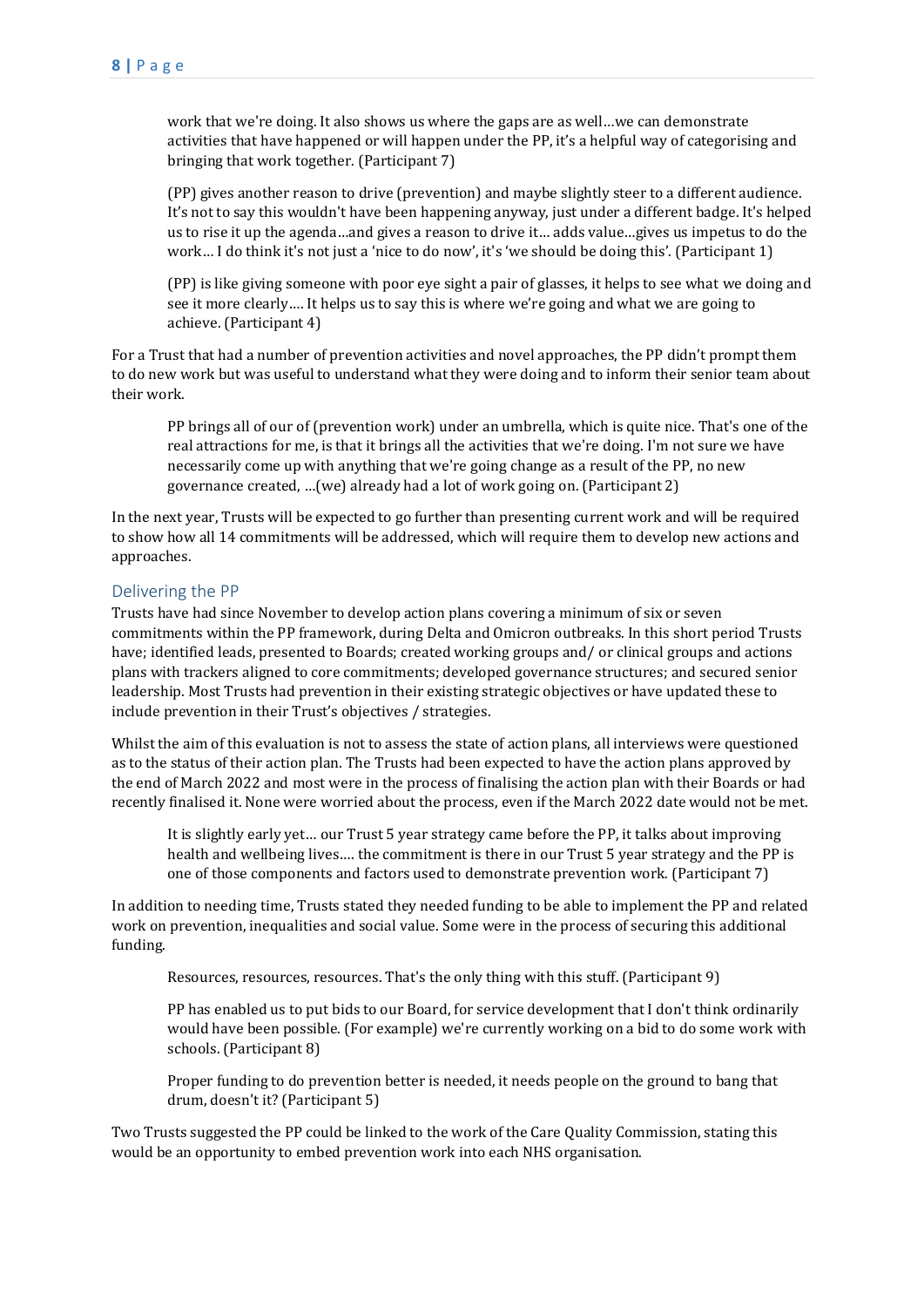> work that we're doing. It also shows us where the gaps are as well…we can demonstrate activities that have happened or will happen under the PP, it's a helpful way of categorising and bringing that work together. (Participant 7)

> (PP) gives another reason to drive (prevention) and maybe slightly steer to a different audience. It's not to say this wouldn't have been happening anyway, just under a different badge. It's helped us to rise it up the agenda…and gives a reason to drive it… adds value…gives us impetus to do the work… I do think it's not just a 'nice to do now', it's 'we should be doing this'. (Participant 1)

> (PP) is like giving someone with poor eye sight a pair of glasses, it helps to see what we doing and see it more clearly…. It helps us to say this is where we're going and what we are going to achieve. (Participant 4)

For a Trust that had a number of prevention activities and novel approaches, the PP didn't prompt them to do new work but was useful to understand what they were doing and to inform their senior team about their work.

> PP brings all of our of (prevention work) under an umbrella, which is quite nice. That's one of the real attractions for me, is that it brings all the activities that we're doing. I'm not sure we have necessarily come up with anything that we're going change as a result of the PP, no new governance created, …(we) already had a lot of work going on. (Participant 2)

In the next year, Trusts will be expected to go further than presenting current work and will be required to show how all 14 commitments will be addressed, which will require them to develop new actions and approaches.

## Delivering the PP

Trusts have had since November to develop action plans covering a minimum of six or seven commitments within the PP framework, during Delta and Omicron outbreaks. In this short period Trusts have; identified leads, presented to Boards; created working groups and/ or clinical groups and actions plans with trackers aligned to core commitments; developed governance structures; and secured senior leadership. Most Trusts had prevention in their existing strategic objectives or have updated these to include prevention in their Trust's objectives / strategies.

Whilst the aim of this evaluation is not to assess the state of action plans, all interviews were questioned as to the status of their action plan. The Trusts had been expected to have the action plans approved by the end of March 2022 and most were in the process of finalising the action plan with their Boards or had recently finalised it. None were worried about the process, even if the March 2022 date would not be met.

> It is slightly early yet… our Trust 5 year strategy came before the PP, it talks about improving health and wellbeing lives…. the commitment is there in our Trust 5 year strategy and the PP is one of those components and factors used to demonstrate prevention work. (Participant 7)

In addition to needing time, Trusts stated they needed funding to be able to implement the PP and related work on prevention, inequalities and social value. Some were in the process of securing this additional funding.

> Resources, resources, resources. That's the only thing with this stuff. (Participant 9)

> PP has enabled us to put bids to our Board, for service development that I don't think ordinarily would have been possible. (For example) we're currently working on a bid to do some work with schools. (Participant 8)

> Proper funding to do prevention better is needed, it needs people on the ground to bang that drum, doesn't it? (Participant 5)

Two Trusts suggested the PP could be linked to the work of the Care Quality Commission, stating this would be an opportunity to embed prevention work into each NHS organisation.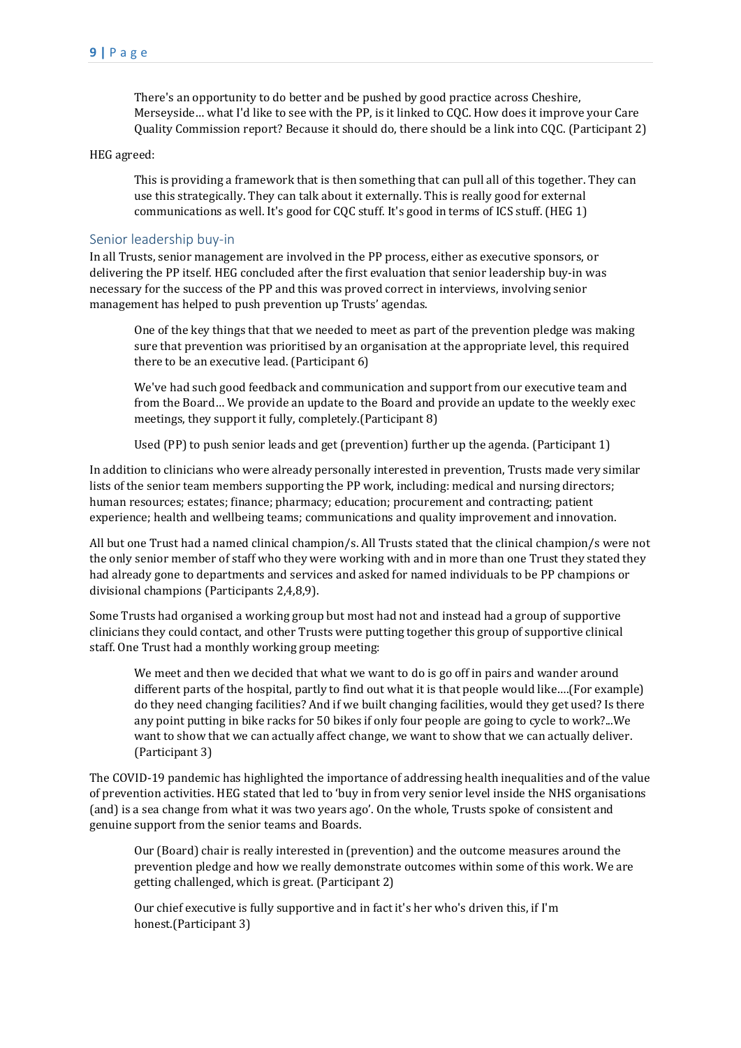> There's an opportunity to do better and be pushed by good practice across Cheshire, Merseyside… what I'd like to see with the PP, is it linked to CQC. How does it improve your Care Quality Commission report? Because it should do, there should be a link into CQC. (Participant 2)

HEG agreed:

> This is providing a framework that is then something that can pull all of this together. They can use this strategically. They can talk about it externally. This is really good for external communications as well. It's good for CQC stuff. It's good in terms of ICS stuff. (HEG 1)

## Senior leadership buy-in

In all Trusts, senior management are involved in the PP process, either as executive sponsors, or delivering the PP itself. HEG concluded after the first evaluation that senior leadership buy-in was necessary for the success of the PP and this was proved correct in interviews, involving senior management has helped to push prevention up Trusts' agendas.

> One of the key things that that we needed to meet as part of the prevention pledge was making sure that prevention was prioritised by an organisation at the appropriate level, this required there to be an executive lead. (Participant 6)

> We've had such good feedback and communication and support from our executive team and from the Board… We provide an update to the Board and provide an update to the weekly exec meetings, they support it fully, completely.(Participant 8)

> Used (PP) to push senior leads and get (prevention) further up the agenda. (Participant 1)

In addition to clinicians who were already personally interested in prevention, Trusts made very similar lists of the senior team members supporting the PP work, including: medical and nursing directors; human resources; estates; finance; pharmacy; education; procurement and contracting; patient experience; health and wellbeing teams; communications and quality improvement and innovation.

All but one Trust had a named clinical champion/s. All Trusts stated that the clinical champion/s were not the only senior member of staff who they were working with and in more than one Trust they stated they had already gone to departments and services and asked for named individuals to be PP champions or divisional champions (Participants 2,4,8,9).

Some Trusts had organised a working group but most had not and instead had a group of supportive clinicians they could contact, and other Trusts were putting together this group of supportive clinical staff. One Trust had a monthly working group meeting:

> We meet and then we decided that what we want to do is go off in pairs and wander around different parts of the hospital, partly to find out what it is that people would like….(For example) do they need changing facilities? And if we built changing facilities, would they get used? Is there any point putting in bike racks for 50 bikes if only four people are going to cycle to work?...We want to show that we can actually affect change, we want to show that we can actually deliver. (Participant 3)

The COVID-19 pandemic has highlighted the importance of addressing health inequalities and of the value of prevention activities. HEG stated that led to 'buy in from very senior level inside the NHS organisations (and) is a sea change from what it was two years ago'. On the whole, Trusts spoke of consistent and genuine support from the senior teams and Boards.

> Our (Board) chair is really interested in (prevention) and the outcome measures around the prevention pledge and how we really demonstrate outcomes within some of this work. We are getting challenged, which is great. (Participant 2)

> Our chief executive is fully supportive and in fact it's her who's driven this, if I'm honest.(Participant 3)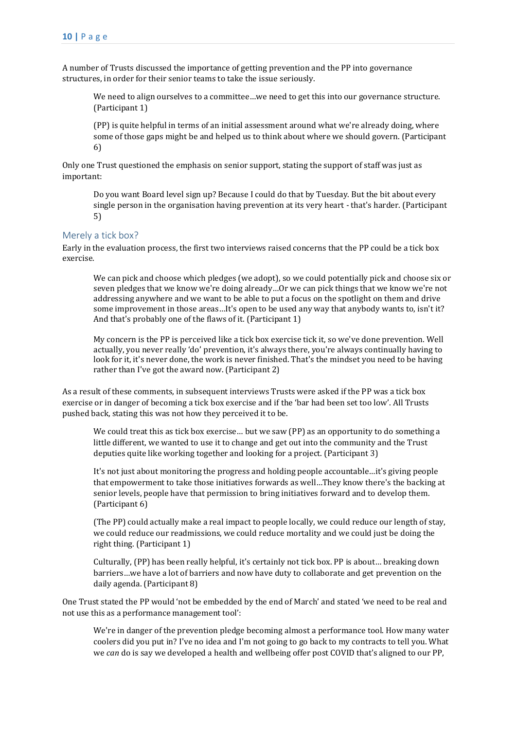A number of Trusts discussed the importance of getting prevention and the PP into governance structures, in order for their senior teams to take the issue seriously.

> We need to align ourselves to a committee…we need to get this into our governance structure. (Participant 1)

> (PP) is quite helpful in terms of an initial assessment around what we're already doing, where some of those gaps might be and helped us to think about where we should govern. (Participant 6)

Only one Trust questioned the emphasis on senior support, stating the support of staff was just as important:

> Do you want Board level sign up? Because I could do that by Tuesday. But the bit about every single person in the organisation having prevention at its very heart - that's harder. (Participant 5)

## Merely a tick box?

Early in the evaluation process, the first two interviews raised concerns that the PP could be a tick box exercise.

> We can pick and choose which pledges (we adopt), so we could potentially pick and choose six or seven pledges that we know we're doing already…Or we can pick things that we know we're not addressing anywhere and we want to be able to put a focus on the spotlight on them and drive some improvement in those areas…It's open to be used any way that anybody wants to, isn't it? And that's probably one of the flaws of it. (Participant 1)

> My concern is the PP is perceived like a tick box exercise tick it, so we've done prevention. Well actually, you never really 'do' prevention, it's always there, you're always continually having to look for it, it's never done, the work is never finished. That's the mindset you need to be having rather than I've got the award now. (Participant 2)

As a result of these comments, in subsequent interviews Trusts were asked if the PP was a tick box exercise or in danger of becoming a tick box exercise and if the 'bar had been set too low'. All Trusts pushed back, stating this was not how they perceived it to be.

> We could treat this as tick box exercise… but we saw (PP) as an opportunity to do something a little different, we wanted to use it to change and get out into the community and the Trust deputies quite like working together and looking for a project. (Participant 3)

> It's not just about monitoring the progress and holding people accountable…it's giving people that empowerment to take those initiatives forwards as well…They know there's the backing at senior levels, people have that permission to bring initiatives forward and to develop them. (Participant 6)

> (The PP) could actually make a real impact to people locally, we could reduce our length of stay, we could reduce our readmissions, we could reduce mortality and we could just be doing the right thing. (Participant 1)

> Culturally, (PP) has been really helpful, it's certainly not tick box. PP is about… breaking down barriers…we have a lot of barriers and now have duty to collaborate and get prevention on the daily agenda. (Participant 8)

One Trust stated the PP would 'not be embedded by the end of March' and stated 'we need to be real and not use this as a performance management tool':

> We're in danger of the prevention pledge becoming almost a performance tool. How many water coolers did you put in? I've no idea and I'm not going to go back to my contracts to tell you. What we *can* do is say we developed a health and wellbeing offer post COVID that's aligned to our PP,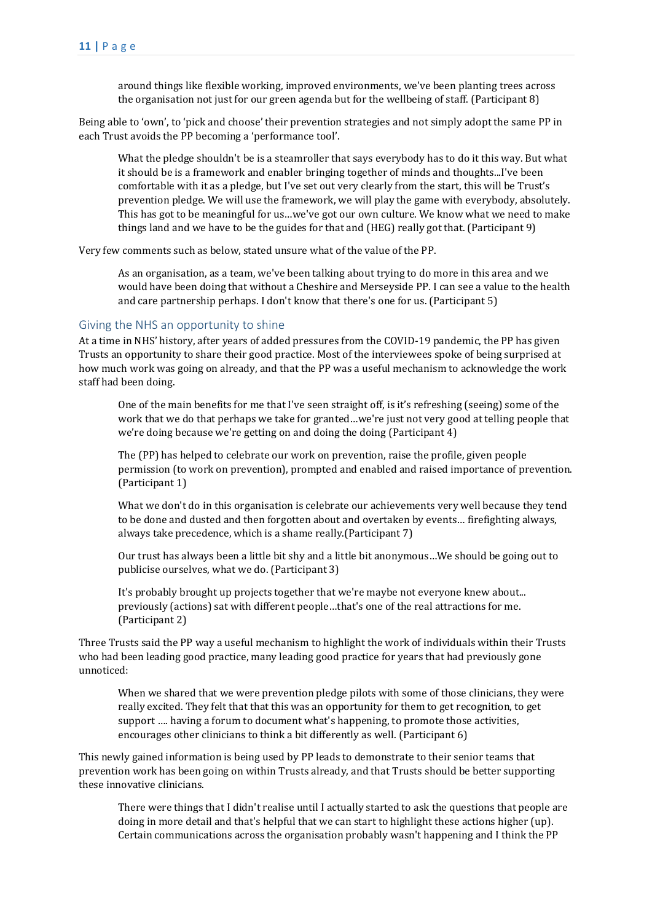> around things like flexible working, improved environments, we've been planting trees across the organisation not just for our green agenda but for the wellbeing of staff. (Participant 8)

Being able to 'own', to 'pick and choose' their prevention strategies and not simply adopt the same PP in each Trust avoids the PP becoming a 'performance tool'.

> What the pledge shouldn't be is a steamroller that says everybody has to do it this way. But what it should be is a framework and enabler bringing together of minds and thoughts...I've been comfortable with it as a pledge, but I've set out very clearly from the start, this will be Trust's prevention pledge. We will use the framework, we will play the game with everybody, absolutely. This has got to be meaningful for us…we've got our own culture. We know what we need to make things land and we have to be the guides for that and (HEG) really got that. (Participant 9)

Very few comments such as below, stated unsure what of the value of the PP.

> As an organisation, as a team, we've been talking about trying to do more in this area and we would have been doing that without a Cheshire and Merseyside PP. I can see a value to the health and care partnership perhaps. I don't know that there's one for us. (Participant 5)

### Giving the NHS an opportunity to shine

At a time in NHS' history, after years of added pressures from the COVID-19 pandemic, the PP has given Trusts an opportunity to share their good practice. Most of the interviewees spoke of being surprised at how much work was going on already, and that the PP was a useful mechanism to acknowledge the work staff had been doing.

> One of the main benefits for me that I've seen straight off, is it's refreshing (seeing) some of the work that we do that perhaps we take for granted…we're just not very good at telling people that we're doing because we're getting on and doing the doing (Participant 4)

> The (PP) has helped to celebrate our work on prevention, raise the profile, given people permission (to work on prevention), prompted and enabled and raised importance of prevention. (Participant 1)

> What we don't do in this organisation is celebrate our achievements very well because they tend to be done and dusted and then forgotten about and overtaken by events… firefighting always, always take precedence, which is a shame really.(Participant 7)

> Our trust has always been a little bit shy and a little bit anonymous…We should be going out to publicise ourselves, what we do. (Participant 3)

> It's probably brought up projects together that we're maybe not everyone knew about... previously (actions) sat with different people…that's one of the real attractions for me. (Participant 2)

Three Trusts said the PP way a useful mechanism to highlight the work of individuals within their Trusts who had been leading good practice, many leading good practice for years that had previously gone unnoticed:

> When we shared that we were prevention pledge pilots with some of those clinicians, they were really excited. They felt that that this was an opportunity for them to get recognition, to get support …. having a forum to document what's happening, to promote those activities, encourages other clinicians to think a bit differently as well. (Participant 6)

This newly gained information is being used by PP leads to demonstrate to their senior teams that prevention work has been going on within Trusts already, and that Trusts should be better supporting these innovative clinicians.

> There were things that I didn't realise until I actually started to ask the questions that people are doing in more detail and that's helpful that we can start to highlight these actions higher (up). Certain communications across the organisation probably wasn't happening and I think the PP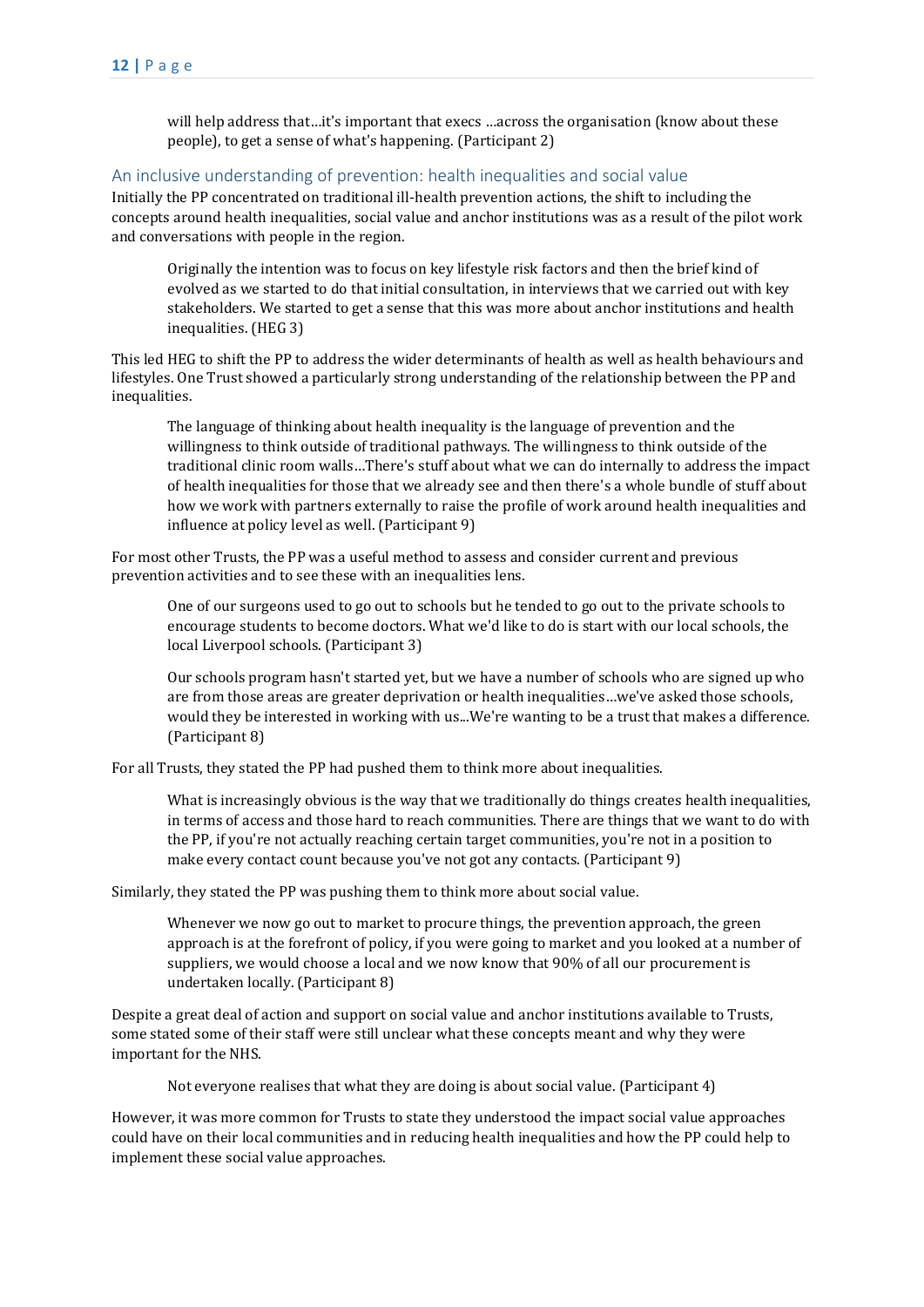> will help address that…it's important that execs …across the organisation (know about these people), to get a sense of what's happening. (Participant 2)

## An inclusive understanding of prevention: health inequalities and social value

Initially the PP concentrated on traditional ill-health prevention actions, the shift to including the concepts around health inequalities, social value and anchor institutions was as a result of the pilot work and conversations with people in the region.

> Originally the intention was to focus on key lifestyle risk factors and then the brief kind of evolved as we started to do that initial consultation, in interviews that we carried out with key stakeholders. We started to get a sense that this was more about anchor institutions and health inequalities. (HEG 3)

This led HEG to shift the PP to address the wider determinants of health as well as health behaviours and lifestyles. One Trust showed a particularly strong understanding of the relationship between the PP and inequalities.

> The language of thinking about health inequality is the language of prevention and the willingness to think outside of traditional pathways. The willingness to think outside of the traditional clinic room walls…There's stuff about what we can do internally to address the impact of health inequalities for those that we already see and then there's a whole bundle of stuff about how we work with partners externally to raise the profile of work around health inequalities and influence at policy level as well. (Participant 9)

For most other Trusts, the PP was a useful method to assess and consider current and previous prevention activities and to see these with an inequalities lens.

> One of our surgeons used to go out to schools but he tended to go out to the private schools to encourage students to become doctors. What we'd like to do is start with our local schools, the local Liverpool schools. (Participant 3)

> Our schools program hasn't started yet, but we have a number of schools who are signed up who are from those areas are greater deprivation or health inequalities…we've asked those schools, would they be interested in working with us...We're wanting to be a trust that makes a difference. (Participant 8)

For all Trusts, they stated the PP had pushed them to think more about inequalities.

> What is increasingly obvious is the way that we traditionally do things creates health inequalities, in terms of access and those hard to reach communities. There are things that we want to do with the PP, if you're not actually reaching certain target communities, you're not in a position to make every contact count because you've not got any contacts. (Participant 9)

Similarly, they stated the PP was pushing them to think more about social value.

> Whenever we now go out to market to procure things, the prevention approach, the green approach is at the forefront of policy, if you were going to market and you looked at a number of suppliers, we would choose a local and we now know that 90% of all our procurement is undertaken locally. (Participant 8)

Despite a great deal of action and support on social value and anchor institutions available to Trusts, some stated some of their staff were still unclear what these concepts meant and why they were important for the NHS.

> Not everyone realises that what they are doing is about social value. (Participant 4)

However, it was more common for Trusts to state they understood the impact social value approaches could have on their local communities and in reducing health inequalities and how the PP could help to implement these social value approaches.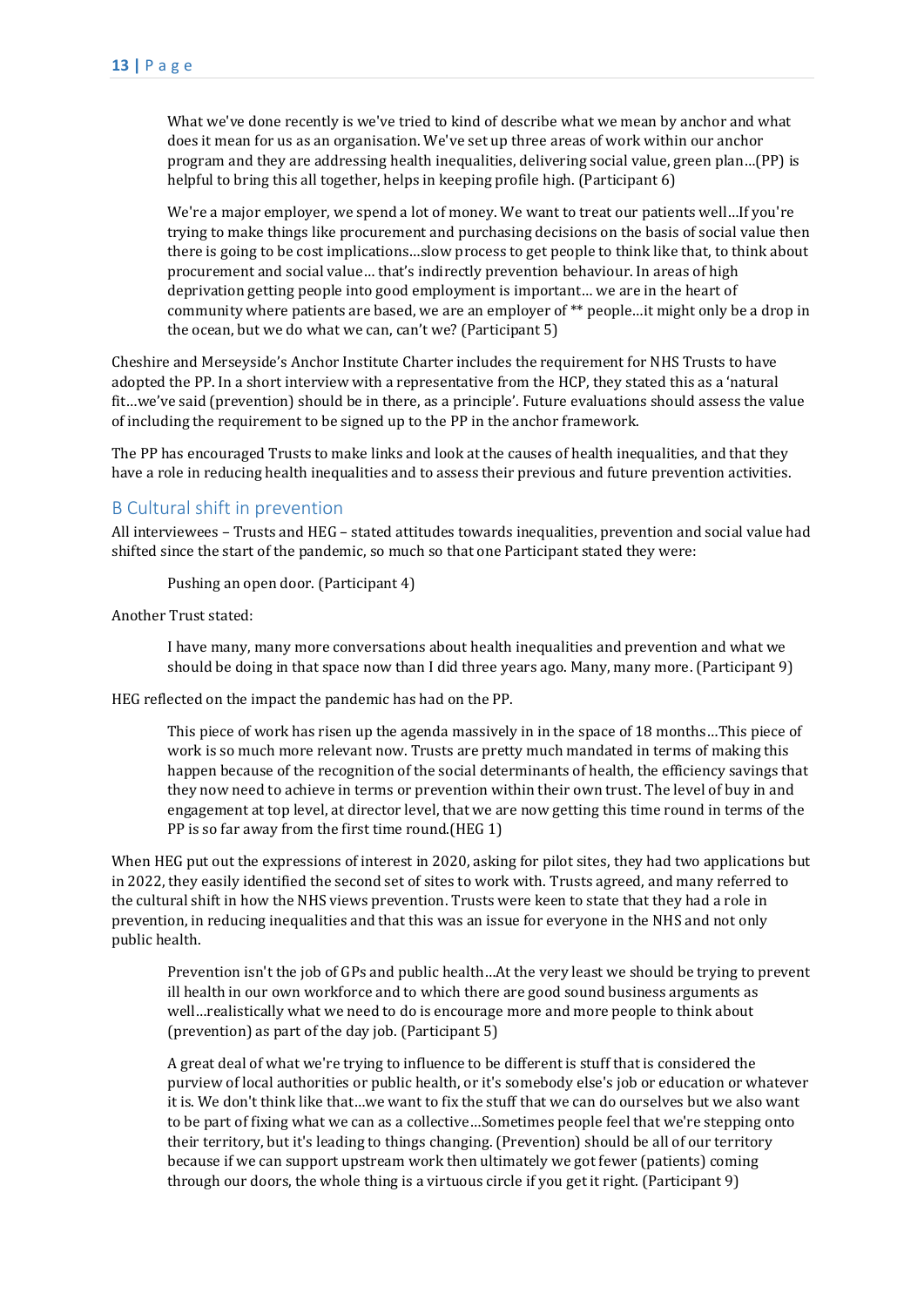> What we've done recently is we've tried to kind of describe what we mean by anchor and what does it mean for us as an organisation. We've set up three areas of work within our anchor program and they are addressing health inequalities, delivering social value, green plan…(PP) is helpful to bring this all together, helps in keeping profile high. (Participant 6)

> We're a major employer, we spend a lot of money. We want to treat our patients well…If you're trying to make things like procurement and purchasing decisions on the basis of social value then there is going to be cost implications…slow process to get people to think like that, to think about procurement and social value… that's indirectly prevention behaviour. In areas of high deprivation getting people into good employment is important… we are in the heart of community where patients are based, we are an employer of ** people…it might only be a drop in the ocean, but we do what we can, can't we? (Participant 5)

Cheshire and Merseyside's Anchor Institute Charter includes the requirement for NHS Trusts to have adopted the PP. In a short interview with a representative from the HCP, they stated this as a 'natural fit…we've said (prevention) should be in there, as a principle'. Future evaluations should assess the value of including the requirement to be signed up to the PP in the anchor framework.

The PP has encouraged Trusts to make links and look at the causes of health inequalities, and that they have a role in reducing health inequalities and to assess their previous and future prevention activities.

## B Cultural shift in prevention

All interviewees – Trusts and HEG – stated attitudes towards inequalities, prevention and social value had shifted since the start of the pandemic, so much so that one Participant stated they were:

> Pushing an open door. (Participant 4)

Another Trust stated:

> I have many, many more conversations about health inequalities and prevention and what we should be doing in that space now than I did three years ago. Many, many more. (Participant 9)

HEG reflected on the impact the pandemic has had on the PP.

> This piece of work has risen up the agenda massively in in the space of 18 months…This piece of work is so much more relevant now. Trusts are pretty much mandated in terms of making this happen because of the recognition of the social determinants of health, the efficiency savings that they now need to achieve in terms or prevention within their own trust. The level of buy in and engagement at top level, at director level, that we are now getting this time round in terms of the PP is so far away from the first time round.(HEG 1)

When HEG put out the expressions of interest in 2020, asking for pilot sites, they had two applications but in 2022, they easily identified the second set of sites to work with. Trusts agreed, and many referred to the cultural shift in how the NHS views prevention. Trusts were keen to state that they had a role in prevention, in reducing inequalities and that this was an issue for everyone in the NHS and not only public health.

> Prevention isn't the job of GPs and public health…At the very least we should be trying to prevent ill health in our own workforce and to which there are good sound business arguments as well…realistically what we need to do is encourage more and more people to think about (prevention) as part of the day job. (Participant 5)

> A great deal of what we're trying to influence to be different is stuff that is considered the purview of local authorities or public health, or it's somebody else's job or education or whatever it is. We don't think like that…we want to fix the stuff that we can do ourselves but we also want to be part of fixing what we can as a collective…Sometimes people feel that we're stepping onto their territory, but it's leading to things changing. (Prevention) should be all of our territory because if we can support upstream work then ultimately we got fewer (patients) coming through our doors, the whole thing is a virtuous circle if you get it right. (Participant 9)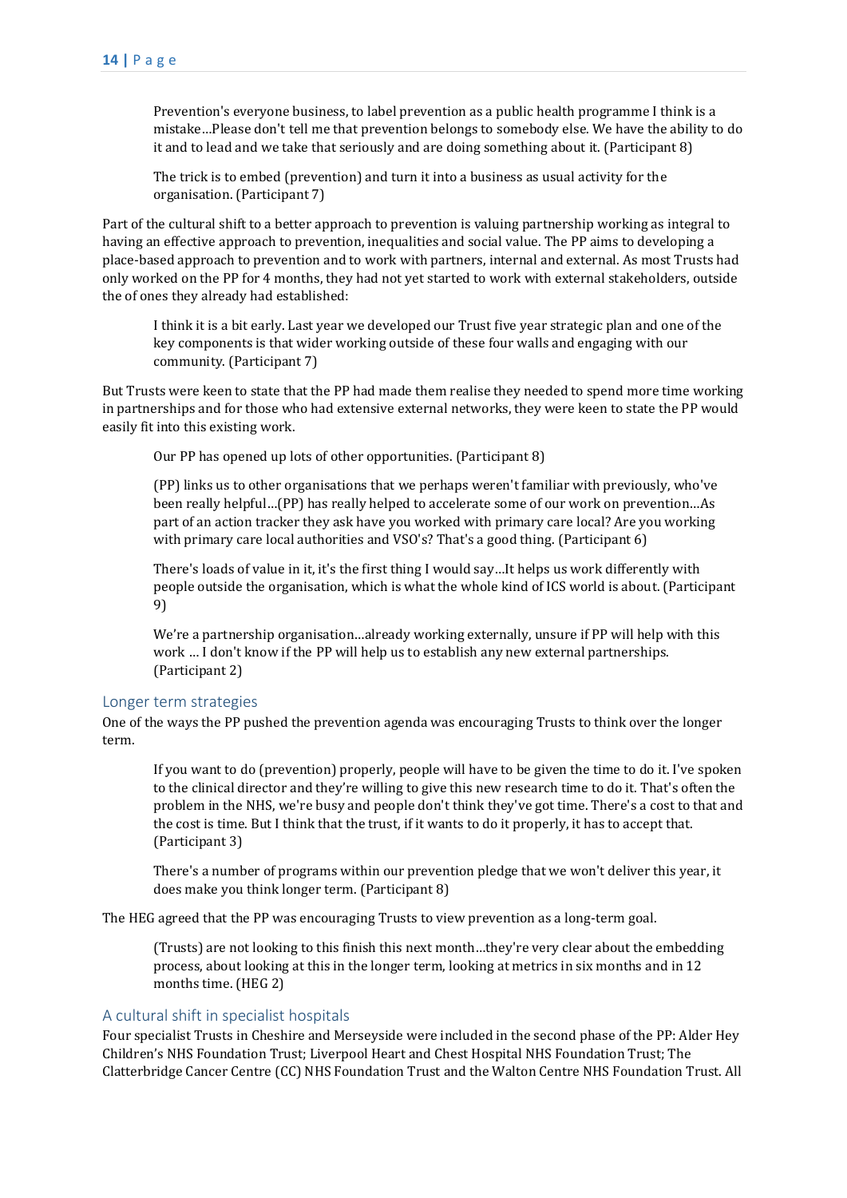> Prevention's everyone business, to label prevention as a public health programme I think is a mistake…Please don't tell me that prevention belongs to somebody else. We have the ability to do it and to lead and we take that seriously and are doing something about it. (Participant 8)

> The trick is to embed (prevention) and turn it into a business as usual activity for the organisation. (Participant 7)

Part of the cultural shift to a better approach to prevention is valuing partnership working as integral to having an effective approach to prevention, inequalities and social value. The PP aims to developing a place-based approach to prevention and to work with partners, internal and external. As most Trusts had only worked on the PP for 4 months, they had not yet started to work with external stakeholders, outside the of ones they already had established:

> I think it is a bit early. Last year we developed our Trust five year strategic plan and one of the key components is that wider working outside of these four walls and engaging with our community. (Participant 7)

But Trusts were keen to state that the PP had made them realise they needed to spend more time working in partnerships and for those who had extensive external networks, they were keen to state the PP would easily fit into this existing work.

> Our PP has opened up lots of other opportunities. (Participant 8)

> (PP) links us to other organisations that we perhaps weren't familiar with previously, who've been really helpful…(PP) has really helped to accelerate some of our work on prevention…As part of an action tracker they ask have you worked with primary care local? Are you working with primary care local authorities and VSO's? That's a good thing. (Participant 6)

> There's loads of value in it, it's the first thing I would say…It helps us work differently with people outside the organisation, which is what the whole kind of ICS world is about. (Participant 9)

> We're a partnership organisation…already working externally, unsure if PP will help with this work … I don't know if the PP will help us to establish any new external partnerships. (Participant 2)

## Longer term strategies

One of the ways the PP pushed the prevention agenda was encouraging Trusts to think over the longer term.

> If you want to do (prevention) properly, people will have to be given the time to do it. I've spoken to the clinical director and they're willing to give this new research time to do it. That's often the problem in the NHS, we're busy and people don't think they've got time. There's a cost to that and the cost is time. But I think that the trust, if it wants to do it properly, it has to accept that. (Participant 3)

> There's a number of programs within our prevention pledge that we won't deliver this year, it does make you think longer term. (Participant 8)

The HEG agreed that the PP was encouraging Trusts to view prevention as a long-term goal.

> (Trusts) are not looking to this finish this next month…they're very clear about the embedding process, about looking at this in the longer term, looking at metrics in six months and in 12 months time. (HEG 2)

## A cultural shift in specialist hospitals

Four specialist Trusts in Cheshire and Merseyside were included in the second phase of the PP: Alder Hey Children's NHS Foundation Trust; Liverpool Heart and Chest Hospital NHS Foundation Trust; The Clatterbridge Cancer Centre (CC) NHS Foundation Trust and the Walton Centre NHS Foundation Trust. All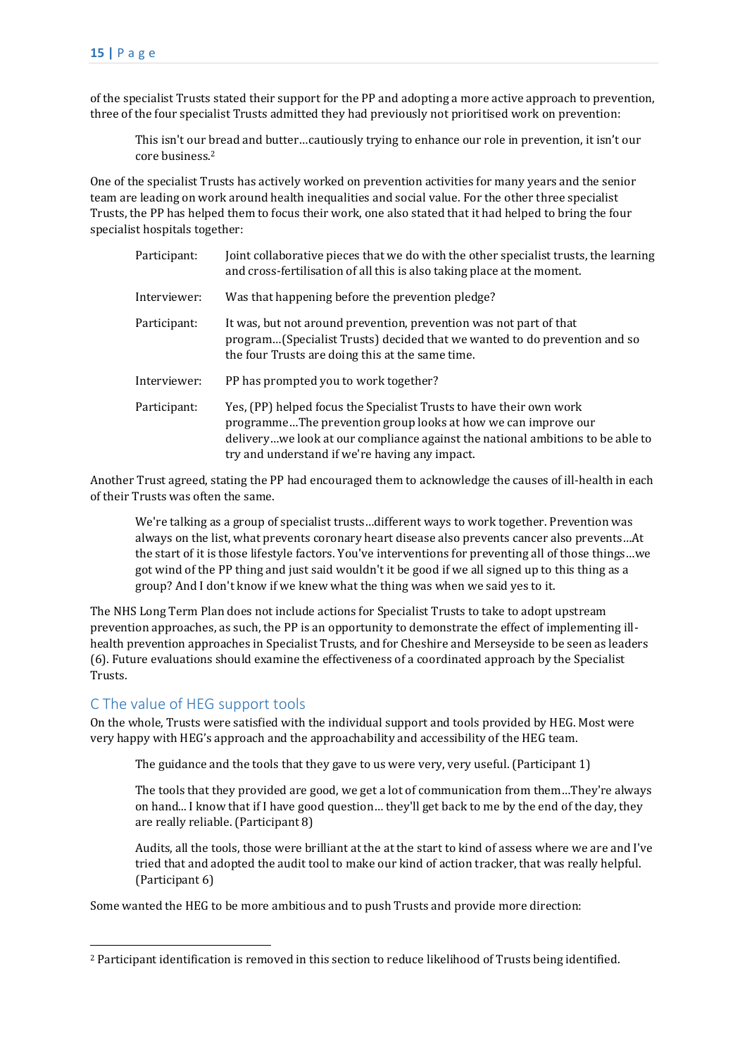of the specialist Trusts stated their support for the PP and adopting a more active approach to prevention, three of the four specialist Trusts admitted they had previously not prioritised work on prevention:

> This isn't our bread and butter…cautiously trying to enhance our role in prevention, it isn't our core business.[2]

One of the specialist Trusts has actively worked on prevention activities for many years and the senior team are leading on work around health inequalities and social value. For the other three specialist Trusts, the PP has helped them to focus their work, one also stated that it had helped to bring the four specialist hospitals together:

> **Participant:** Joint collaborative pieces that we do with the other specialist trusts, the learning and cross-fertilisation of all this is also taking place at the moment.
>
> **Interviewer:** Was that happening before the prevention pledge?
>
> **Participant:** It was, but not around prevention, prevention was not part of that program…(Specialist Trusts) decided that we wanted to do prevention and so the four Trusts are doing this at the same time.
>
> **Interviewer:** PP has prompted you to work together?
>
> **Participant:** Yes, (PP) helped focus the Specialist Trusts to have their own work programme…The prevention group looks at how we can improve our delivery…we look at our compliance against the national ambitions to be able to try and understand if we're having any impact.

Another Trust agreed, stating the PP had encouraged them to acknowledge the causes of ill-health in each of their Trusts was often the same.

> We're talking as a group of specialist trusts…different ways to work together. Prevention was always on the list, what prevents coronary heart disease also prevents cancer also prevents…At the start of it is those lifestyle factors. You've interventions for preventing all of those things…we got wind of the PP thing and just said wouldn't it be good if we all signed up to this thing as a group? And I don't know if we knew what the thing was when we said yes to it.

The NHS Long Term Plan does not include actions for Specialist Trusts to take to adopt upstream prevention approaches, as such, the PP is an opportunity to demonstrate the effect of implementing ill-health prevention approaches in Specialist Trusts, and for Cheshire and Merseyside to be seen as leaders (6). Future evaluations should examine the effectiveness of a coordinated approach by the Specialist Trusts.

## C The value of HEG support tools

On the whole, Trusts were satisfied with the individual support and tools provided by HEG. Most were very happy with HEG's approach and the approachability and accessibility of the HEG team.

> The guidance and the tools that they gave to us were very, very useful. (Participant 1)

> The tools that they provided are good, we get a lot of communication from them…They're always on hand... I know that if I have good question… they'll get back to me by the end of the day, they are really reliable. (Participant 8)

> Audits, all the tools, those were brilliant at the at the start to kind of assess where we are and I've tried that and adopted the audit tool to make our kind of action tracker, that was really helpful. (Participant 6)

Some wanted the HEG to be more ambitious and to push Trusts and provide more direction:

---

[2] Participant identification is removed in this section to reduce likelihood of Trusts being identified.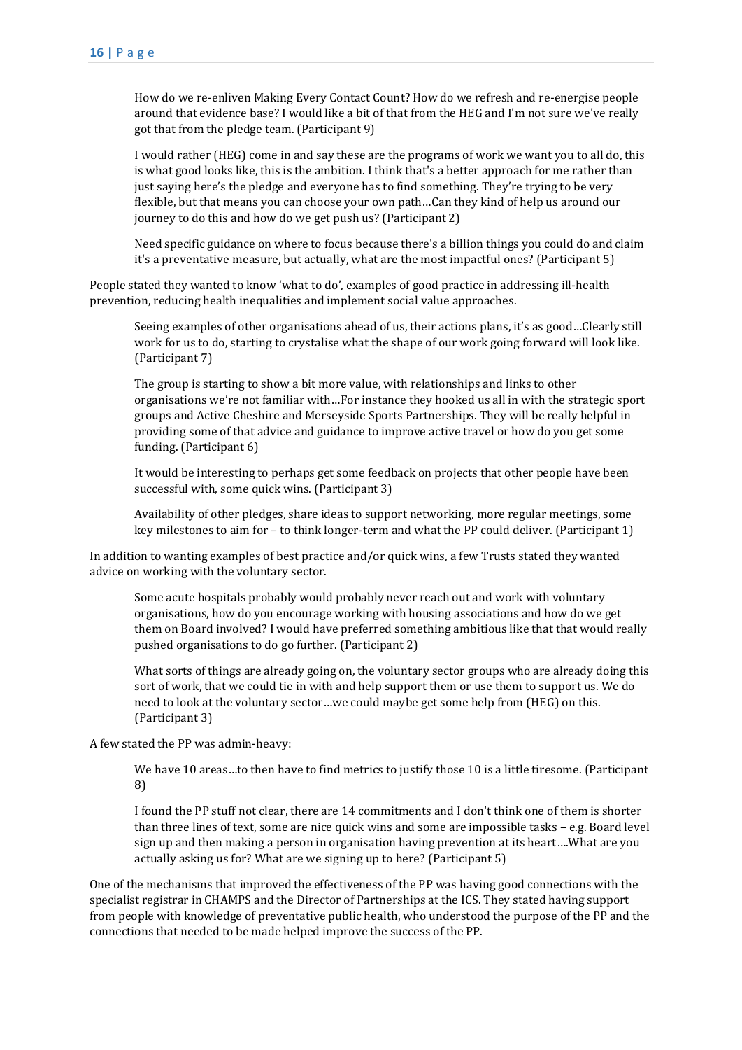> How do we re-enliven Making Every Contact Count? How do we refresh and re-energise people around that evidence base? I would like a bit of that from the HEG and I'm not sure we've really got that from the pledge team. (Participant 9)

> I would rather (HEG) come in and say these are the programs of work we want you to all do, this is what good looks like, this is the ambition. I think that's a better approach for me rather than just saying here's the pledge and everyone has to find something. They're trying to be very flexible, but that means you can choose your own path…Can they kind of help us around our journey to do this and how do we get push us? (Participant 2)

> Need specific guidance on where to focus because there's a billion things you could do and claim it's a preventative measure, but actually, what are the most impactful ones? (Participant 5)

People stated they wanted to know 'what to do', examples of good practice in addressing ill-health prevention, reducing health inequalities and implement social value approaches.

> Seeing examples of other organisations ahead of us, their actions plans, it's as good…Clearly still work for us to do, starting to crystalise what the shape of our work going forward will look like. (Participant 7)

> The group is starting to show a bit more value, with relationships and links to other organisations we're not familiar with…For instance they hooked us all in with the strategic sport groups and Active Cheshire and Merseyside Sports Partnerships. They will be really helpful in providing some of that advice and guidance to improve active travel or how do you get some funding. (Participant 6)

> It would be interesting to perhaps get some feedback on projects that other people have been successful with, some quick wins. (Participant 3)

> Availability of other pledges, share ideas to support networking, more regular meetings, some key milestones to aim for – to think longer-term and what the PP could deliver. (Participant 1)

In addition to wanting examples of best practice and/or quick wins, a few Trusts stated they wanted advice on working with the voluntary sector.

> Some acute hospitals probably would probably never reach out and work with voluntary organisations, how do you encourage working with housing associations and how do we get them on Board involved? I would have preferred something ambitious like that that would really pushed organisations to do go further. (Participant 2)

> What sorts of things are already going on, the voluntary sector groups who are already doing this sort of work, that we could tie in with and help support them or use them to support us. We do need to look at the voluntary sector…we could maybe get some help from (HEG) on this. (Participant 3)

A few stated the PP was admin-heavy:

> We have 10 areas…to then have to find metrics to justify those 10 is a little tiresome. (Participant 8)

> I found the PP stuff not clear, there are 14 commitments and I don't think one of them is shorter than three lines of text, some are nice quick wins and some are impossible tasks – e.g. Board level sign up and then making a person in organisation having prevention at its heart….What are you actually asking us for? What are we signing up to here? (Participant 5)

One of the mechanisms that improved the effectiveness of the PP was having good connections with the specialist registrar in CHAMPS and the Director of Partnerships at the ICS. They stated having support from people with knowledge of preventative public health, who understood the purpose of the PP and the connections that needed to be made helped improve the success of the PP.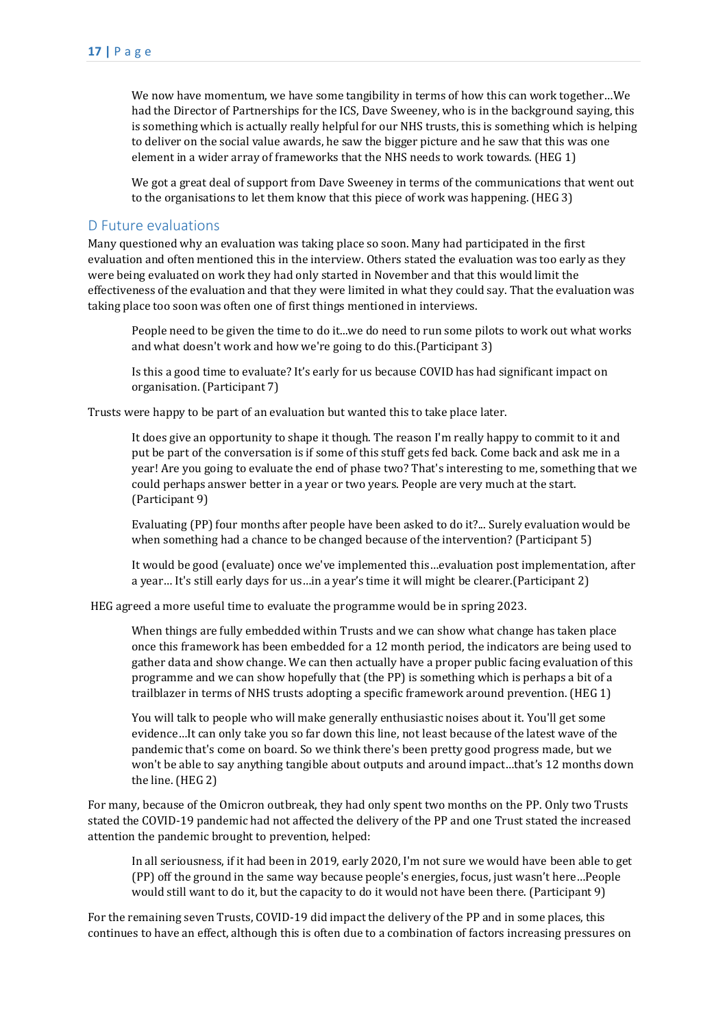> We now have momentum, we have some tangibility in terms of how this can work together…We had the Director of Partnerships for the ICS, Dave Sweeney, who is in the background saying, this is something which is actually really helpful for our NHS trusts, this is something which is helping to deliver on the social value awards, he saw the bigger picture and he saw that this was one element in a wider array of frameworks that the NHS needs to work towards. (HEG 1)

> We got a great deal of support from Dave Sweeney in terms of the communications that went out to the organisations to let them know that this piece of work was happening. (HEG 3)

## D Future evaluations

Many questioned why an evaluation was taking place so soon. Many had participated in the first evaluation and often mentioned this in the interview. Others stated the evaluation was too early as they were being evaluated on work they had only started in November and that this would limit the effectiveness of the evaluation and that they were limited in what they could say. That the evaluation was taking place too soon was often one of first things mentioned in interviews.

> People need to be given the time to do it...we do need to run some pilots to work out what works and what doesn't work and how we're going to do this.(Participant 3)

> Is this a good time to evaluate? It's early for us because COVID has had significant impact on organisation. (Participant 7)

Trusts were happy to be part of an evaluation but wanted this to take place later.

> It does give an opportunity to shape it though. The reason I'm really happy to commit to it and put be part of the conversation is if some of this stuff gets fed back. Come back and ask me in a year! Are you going to evaluate the end of phase two? That's interesting to me, something that we could perhaps answer better in a year or two years. People are very much at the start. (Participant 9)

> Evaluating (PP) four months after people have been asked to do it?... Surely evaluation would be when something had a chance to be changed because of the intervention? (Participant 5)

> It would be good (evaluate) once we've implemented this…evaluation post implementation, after a year… It's still early days for us…in a year's time it will might be clearer.(Participant 2)

HEG agreed a more useful time to evaluate the programme would be in spring 2023.

> When things are fully embedded within Trusts and we can show what change has taken place once this framework has been embedded for a 12 month period, the indicators are being used to gather data and show change. We can then actually have a proper public facing evaluation of this programme and we can show hopefully that (the PP) is something which is perhaps a bit of a trailblazer in terms of NHS trusts adopting a specific framework around prevention. (HEG 1)

> You will talk to people who will make generally enthusiastic noises about it. You'll get some evidence…It can only take you so far down this line, not least because of the latest wave of the pandemic that's come on board. So we think there's been pretty good progress made, but we won't be able to say anything tangible about outputs and around impact…that's 12 months down the line. (HEG 2)

For many, because of the Omicron outbreak, they had only spent two months on the PP. Only two Trusts stated the COVID-19 pandemic had not affected the delivery of the PP and one Trust stated the increased attention the pandemic brought to prevention, helped:

> In all seriousness, if it had been in 2019, early 2020, I'm not sure we would have been able to get (PP) off the ground in the same way because people's energies, focus, just wasn't here…People would still want to do it, but the capacity to do it would not have been there. (Participant 9)

For the remaining seven Trusts, COVID-19 did impact the delivery of the PP and in some places, this continues to have an effect, although this is often due to a combination of factors increasing pressures on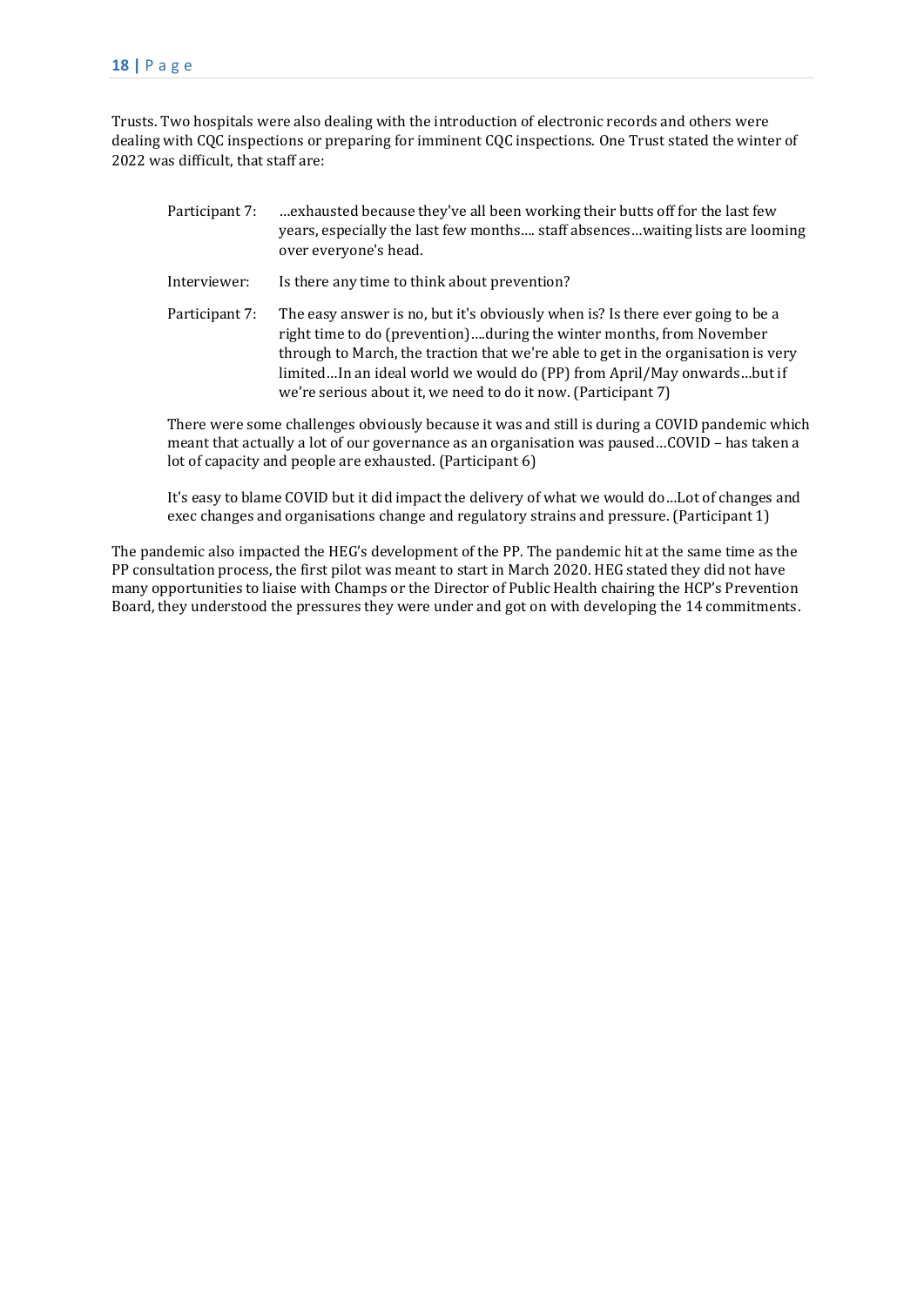Trusts. Two hospitals were also dealing with the introduction of electronic records and others were dealing with CQC inspections or preparing for imminent CQC inspections. One Trust stated the winter of 2022 was difficult, that staff are:

> Participant 7: …exhausted because they've all been working their butts off for the last few years, especially the last few months…. staff absences…waiting lists are looming over everyone's head.
>
> Interviewer: Is there any time to think about prevention?
>
> Participant 7: The easy answer is no, but it's obviously when is? Is there ever going to be a right time to do (prevention)….during the winter months, from November through to March, the traction that we're able to get in the organisation is very limited…In an ideal world we would do (PP) from April/May onwards…but if we're serious about it, we need to do it now. (Participant 7)

> There were some challenges obviously because it was and still is during a COVID pandemic which meant that actually a lot of our governance as an organisation was paused…COVID – has taken a lot of capacity and people are exhausted. (Participant 6)

> It's easy to blame COVID but it did impact the delivery of what we would do…Lot of changes and exec changes and organisations change and regulatory strains and pressure. (Participant 1)

The pandemic also impacted the HEG's development of the PP. The pandemic hit at the same time as the PP consultation process, the first pilot was meant to start in March 2020. HEG stated they did not have many opportunities to liaise with Champs or the Director of Public Health chairing the HCP's Prevention Board, they understood the pressures they were under and got on with developing the 14 commitments.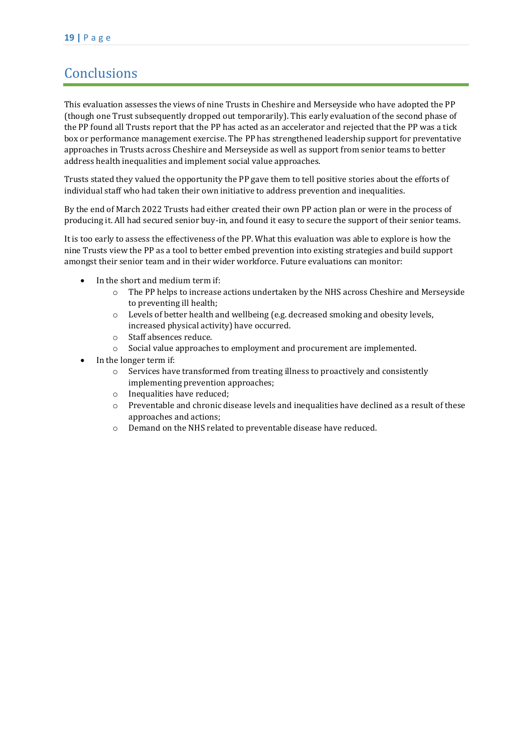# Conclusions

This evaluation assesses the views of nine Trusts in Cheshire and Merseyside who have adopted the PP (though one Trust subsequently dropped out temporarily). This early evaluation of the second phase of the PP found all Trusts report that the PP has acted as an accelerator and rejected that the PP was a tick box or performance management exercise. The PP has strengthened leadership support for preventative approaches in Trusts across Cheshire and Merseyside as well as support from senior teams to better address health inequalities and implement social value approaches.

Trusts stated they valued the opportunity the PP gave them to tell positive stories about the efforts of individual staff who had taken their own initiative to address prevention and inequalities.

By the end of March 2022 Trusts had either created their own PP action plan or were in the process of producing it. All had secured senior buy-in, and found it easy to secure the support of their senior teams.

It is too early to assess the effectiveness of the PP. What this evaluation was able to explore is how the nine Trusts view the PP as a tool to better embed prevention into existing strategies and build support amongst their senior team and in their wider workforce. Future evaluations can monitor:

- In the short and medium term if:
  - The PP helps to increase actions undertaken by the NHS across Cheshire and Merseyside to preventing ill health;
  - Levels of better health and wellbeing (e.g. decreased smoking and obesity levels, increased physical activity) have occurred.
  - Staff absences reduce.
  - Social value approaches to employment and procurement are implemented.
- In the longer term if:
  - Services have transformed from treating illness to proactively and consistently implementing prevention approaches;
  - Inequalities have reduced;
  - Preventable and chronic disease levels and inequalities have declined as a result of these approaches and actions;
  - Demand on the NHS related to preventable disease have reduced.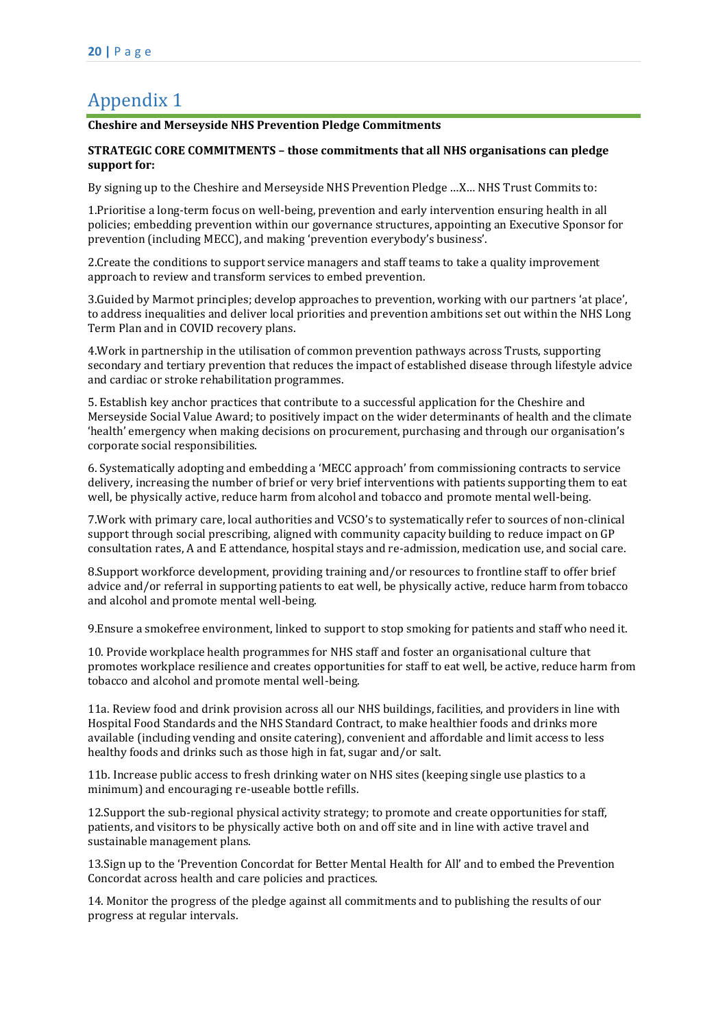# Appendix 1

**Cheshire and Merseyside NHS Prevention Pledge Commitments**

**STRATEGIC CORE COMMITMENTS – those commitments that all NHS organisations can pledge support for:**

By signing up to the Cheshire and Merseyside NHS Prevention Pledge …X… NHS Trust Commits to:

1.Prioritise a long-term focus on well-being, prevention and early intervention ensuring health in all policies; embedding prevention within our governance structures, appointing an Executive Sponsor for prevention (including MECC), and making 'prevention everybody's business'.

2.Create the conditions to support service managers and staff teams to take a quality improvement approach to review and transform services to embed prevention.

3.Guided by Marmot principles; develop approaches to prevention, working with our partners 'at place', to address inequalities and deliver local priorities and prevention ambitions set out within the NHS Long Term Plan and in COVID recovery plans.

4.Work in partnership in the utilisation of common prevention pathways across Trusts, supporting secondary and tertiary prevention that reduces the impact of established disease through lifestyle advice and cardiac or stroke rehabilitation programmes.

5. Establish key anchor practices that contribute to a successful application for the Cheshire and Merseyside Social Value Award; to positively impact on the wider determinants of health and the climate 'health' emergency when making decisions on procurement, purchasing and through our organisation's corporate social responsibilities.

6. Systematically adopting and embedding a 'MECC approach' from commissioning contracts to service delivery, increasing the number of brief or very brief interventions with patients supporting them to eat well, be physically active, reduce harm from alcohol and tobacco and promote mental well-being.

7.Work with primary care, local authorities and VCSO's to systematically refer to sources of non-clinical support through social prescribing, aligned with community capacity building to reduce impact on GP consultation rates, A and E attendance, hospital stays and re-admission, medication use, and social care.

8.Support workforce development, providing training and/or resources to frontline staff to offer brief advice and/or referral in supporting patients to eat well, be physically active, reduce harm from tobacco and alcohol and promote mental well-being.

9.Ensure a smokefree environment, linked to support to stop smoking for patients and staff who need it.

10. Provide workplace health programmes for NHS staff and foster an organisational culture that promotes workplace resilience and creates opportunities for staff to eat well, be active, reduce harm from tobacco and alcohol and promote mental well-being.

11a. Review food and drink provision across all our NHS buildings, facilities, and providers in line with Hospital Food Standards and the NHS Standard Contract, to make healthier foods and drinks more available (including vending and onsite catering), convenient and affordable and limit access to less healthy foods and drinks such as those high in fat, sugar and/or salt.

11b. Increase public access to fresh drinking water on NHS sites (keeping single use plastics to a minimum) and encouraging re-useable bottle refills.

12.Support the sub-regional physical activity strategy; to promote and create opportunities for staff, patients, and visitors to be physically active both on and off site and in line with active travel and sustainable management plans.

13.Sign up to the 'Prevention Concordat for Better Mental Health for All' and to embed the Prevention Concordat across health and care policies and practices.

14. Monitor the progress of the pledge against all commitments and to publishing the results of our progress at regular intervals.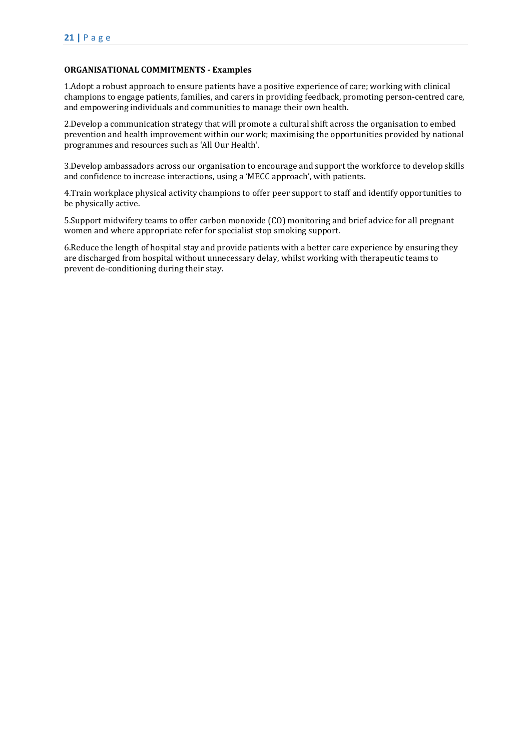**ORGANISATIONAL COMMITMENTS - Examples**

1.Adopt a robust approach to ensure patients have a positive experience of care; working with clinical champions to engage patients, families, and carers in providing feedback, promoting person-centred care, and empowering individuals and communities to manage their own health.

2.Develop a communication strategy that will promote a cultural shift across the organisation to embed prevention and health improvement within our work; maximising the opportunities provided by national programmes and resources such as 'All Our Health'.

3.Develop ambassadors across our organisation to encourage and support the workforce to develop skills and confidence to increase interactions, using a 'MECC approach', with patients.

4.Train workplace physical activity champions to offer peer support to staff and identify opportunities to be physically active.

5.Support midwifery teams to offer carbon monoxide (CO) monitoring and brief advice for all pregnant women and where appropriate refer for specialist stop smoking support.

6.Reduce the length of hospital stay and provide patients with a better care experience by ensuring they are discharged from hospital without unnecessary delay, whilst working with therapeutic teams to prevent de-conditioning during their stay.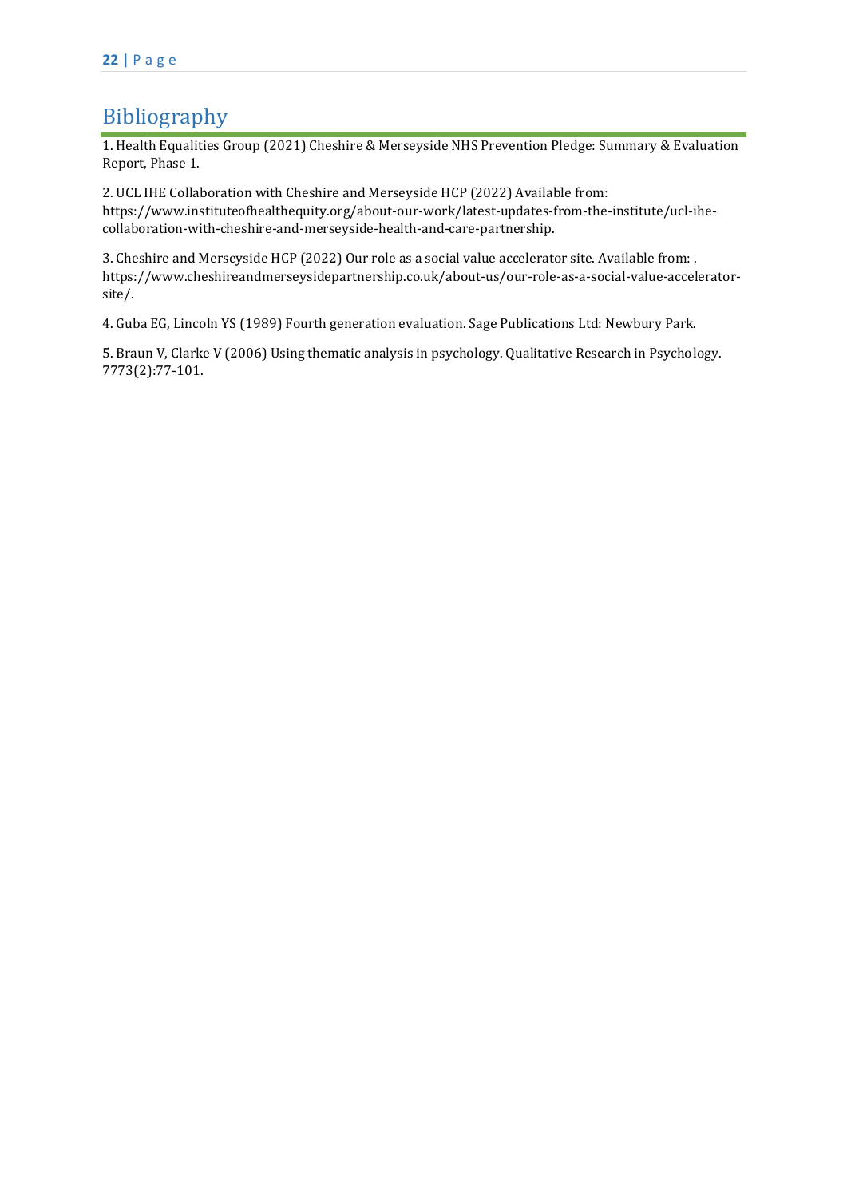# Bibliography

1. Health Equalities Group (2021) Cheshire & Merseyside NHS Prevention Pledge: Summary & Evaluation Report, Phase 1.

2. UCL IHE Collaboration with Cheshire and Merseyside HCP (2022) Available from: https://www.instituteofhealthequity.org/about-our-work/latest-updates-from-the-institute/ucl-ihe-collaboration-with-cheshire-and-merseyside-health-and-care-partnership.

3. Cheshire and Merseyside HCP (2022) Our role as a social value accelerator site. Available from: . https://www.cheshireandmerseysidepartnership.co.uk/about-us/our-role-as-a-social-value-accelerator-site/.

4. Guba EG, Lincoln YS (1989) Fourth generation evaluation. Sage Publications Ltd: Newbury Park.

5. Braun V, Clarke V (2006) Using thematic analysis in psychology. Qualitative Research in Psychology. 7773(2):77-101.